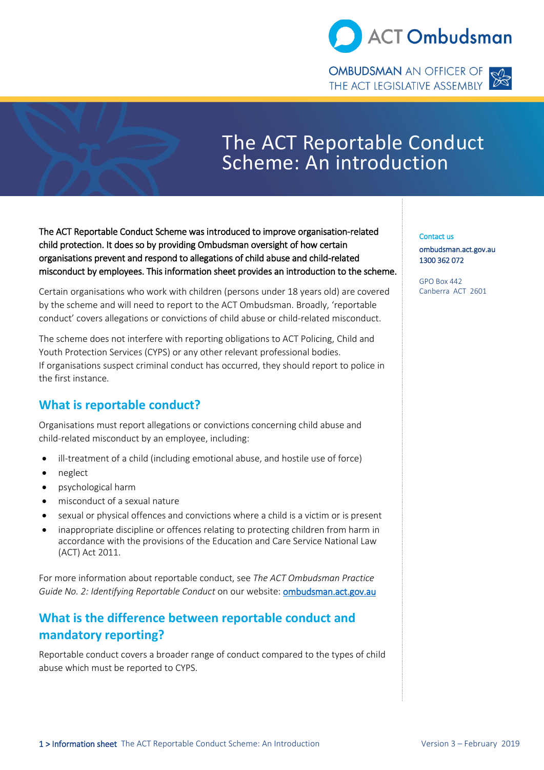# The ACT Reportable Conduct Scheme: An introduction

**The ACT Reportable Conduct Scheme was introduced to improve organisation-related child protection. It does so by providing Ombudsman oversight of how certain organisations prevent and respond to allegations of child abuse and child-related misconduct by employees. This information sheet provides an introduction to the scheme.**

Certain organisations who work with children (persons under 18 years old) are covered by the scheme and will need to report to the ACT Ombudsman. Broadly, 'reportable conduct' covers allegations or convictions of child abuse or child-related misconduct.

The scheme does not interfere with reporting obligations to ACT Policing, Child and Youth Protection Services (CYPS) or any other relevant professional bodies. If organisations suspect criminal conduct has occurred, they should report to police in the first instance.

## What is reportable conduct?

Organisations must report allegations or convictions concerning child abuse and child-related misconduct by an employee, including:

- ill-treatment of a child (including emotional abuse, and hostile use of force)
- neglect
- psychological harm
- misconduct of a sexual nature
- sexual or physical offences and convictions where a child is a victim or is present
- inappropriate discipline or offences relating to protecting children from harm in accordance with the provisions of the Education and Care Service National Law (ACT) Act 2011.

For more information about reportable conduct, see *The ACT Ombudsman Practice Guide No. 2: Identifying Reportable Conduct* on our website: ombudsman.act.gov.au

## What is the difference between reportable conduct and mandatory reporting?

Reportable conduct covers a broader range of conduct compared to the types of child abuse which must be reported to CYPS.

**Contact us**
**ombudsman.act.gov.au**
**1300 362 072**

GPO Box 442
Canberra ACT 2601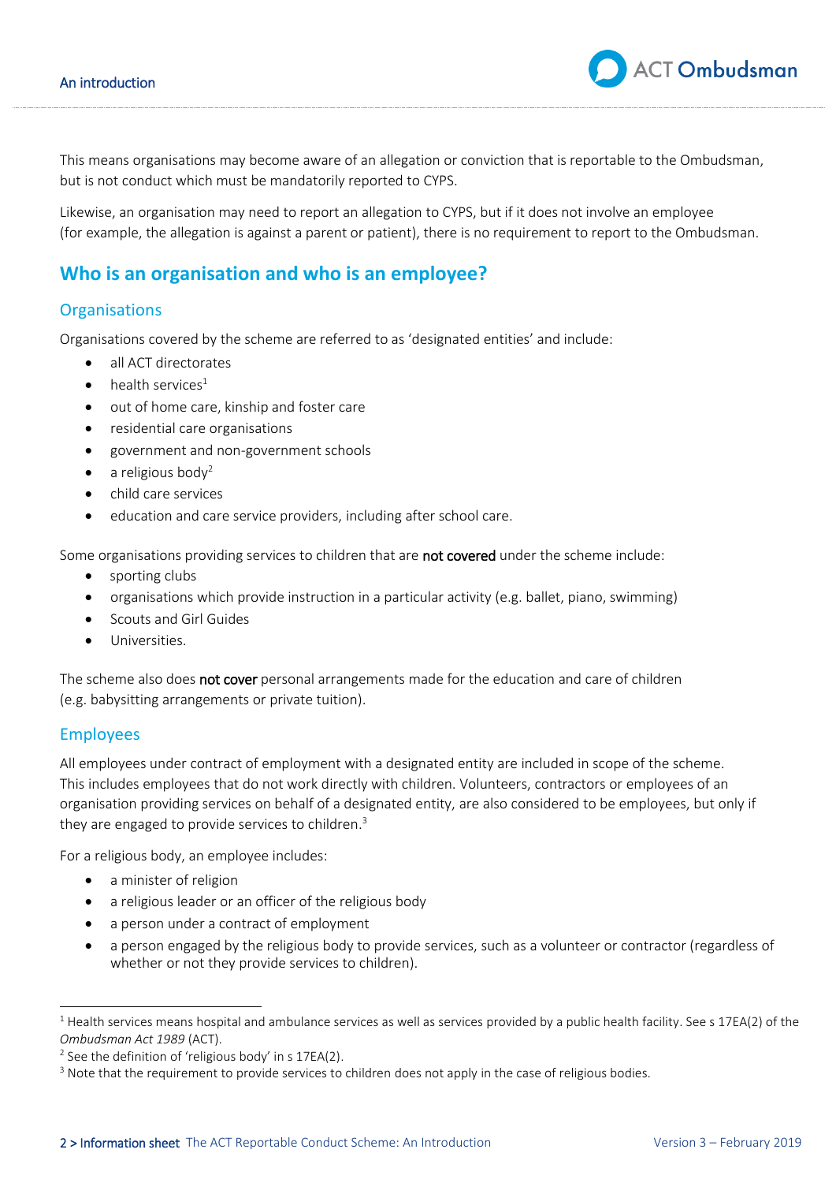This means organisations may become aware of an allegation or conviction that is reportable to the Ombudsman, but is not conduct which must be mandatorily reported to CYPS.

Likewise, an organisation may need to report an allegation to CYPS, but if it does not involve an employee (for example, the allegation is against a parent or patient), there is no requirement to report to the Ombudsman.

## Who is an organisation and who is an employee?

### Organisations

Organisations covered by the scheme are referred to as 'designated entities' and include:

- all ACT directorates
- health services[1]
- out of home care, kinship and foster care
- residential care organisations
- government and non-government schools
- a religious body[2]
- child care services
- education and care service providers, including after school care.

Some organisations providing services to children that are **not covered** under the scheme include:

- sporting clubs
- organisations which provide instruction in a particular activity (e.g. ballet, piano, swimming)
- Scouts and Girl Guides
- Universities.

The scheme also does **not cover** personal arrangements made for the education and care of children (e.g. babysitting arrangements or private tuition).

### Employees

All employees under contract of employment with a designated entity are included in scope of the scheme. This includes employees that do not work directly with children. Volunteers, contractors or employees of an organisation providing services on behalf of a designated entity, are also considered to be employees, but only if they are engaged to provide services to children.[3]

For a religious body, an employee includes:

- a minister of religion
- a religious leader or an officer of the religious body
- a person under a contract of employment
- a person engaged by the religious body to provide services, such as a volunteer or contractor (regardless of whether or not they provide services to children).

---

[1] Health services means hospital and ambulance services as well as services provided by a public health facility. See s 17EA(2) of the *Ombudsman Act 1989* (ACT).

[2] See the definition of 'religious body' in s 17EA(2).

[3] Note that the requirement to provide services to children does not apply in the case of religious bodies.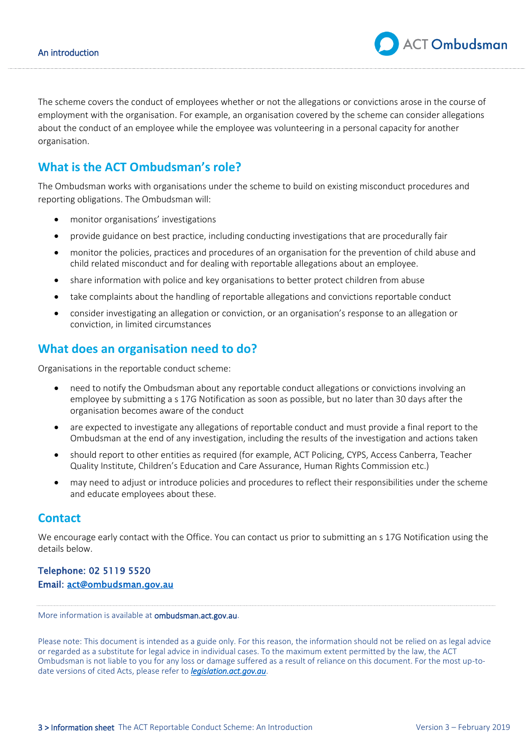The scheme covers the conduct of employees whether or not the allegations or convictions arose in the course of employment with the organisation. For example, an organisation covered by the scheme can consider allegations about the conduct of an employee while the employee was volunteering in a personal capacity for another organisation.

## What is the ACT Ombudsman's role?

The Ombudsman works with organisations under the scheme to build on existing misconduct procedures and reporting obligations. The Ombudsman will:

- monitor organisations' investigations
- provide guidance on best practice, including conducting investigations that are procedurally fair
- monitor the policies, practices and procedures of an organisation for the prevention of child abuse and child related misconduct and for dealing with reportable allegations about an employee.
- share information with police and key organisations to better protect children from abuse
- take complaints about the handling of reportable allegations and convictions reportable conduct
- consider investigating an allegation or conviction, or an organisation's response to an allegation or conviction, in limited circumstances

## What does an organisation need to do?

Organisations in the reportable conduct scheme:

- need to notify the Ombudsman about any reportable conduct allegations or convictions involving an employee by submitting a s 17G Notification as soon as possible, but no later than 30 days after the organisation becomes aware of the conduct
- are expected to investigate any allegations of reportable conduct and must provide a final report to the Ombudsman at the end of any investigation, including the results of the investigation and actions taken
- should report to other entities as required (for example, ACT Policing, CYPS, Access Canberra, Teacher Quality Institute, Children's Education and Care Assurance, Human Rights Commission etc.)
- may need to adjust or introduce policies and procedures to reflect their responsibilities under the scheme and educate employees about these.

## Contact

We encourage early contact with the Office. You can contact us prior to submitting an s 17G Notification using the details below.

**Telephone: 02 5119 5520**
**Email: [act@ombudsman.gov.au](mailto:act@ombudsman.gov.au)**

More information is available at **ombudsman.act.gov.au**.

Please note: This document is intended as a guide only. For this reason, the information should not be relied on as legal advice or regarded as a substitute for legal advice in individual cases. To the maximum extent permitted by the law, the ACT Ombudsman is not liable to you for any loss or damage suffered as a result of reliance on this document. For the most up-to-date versions of cited Acts, please refer to ***legislation.act.gov.au***.